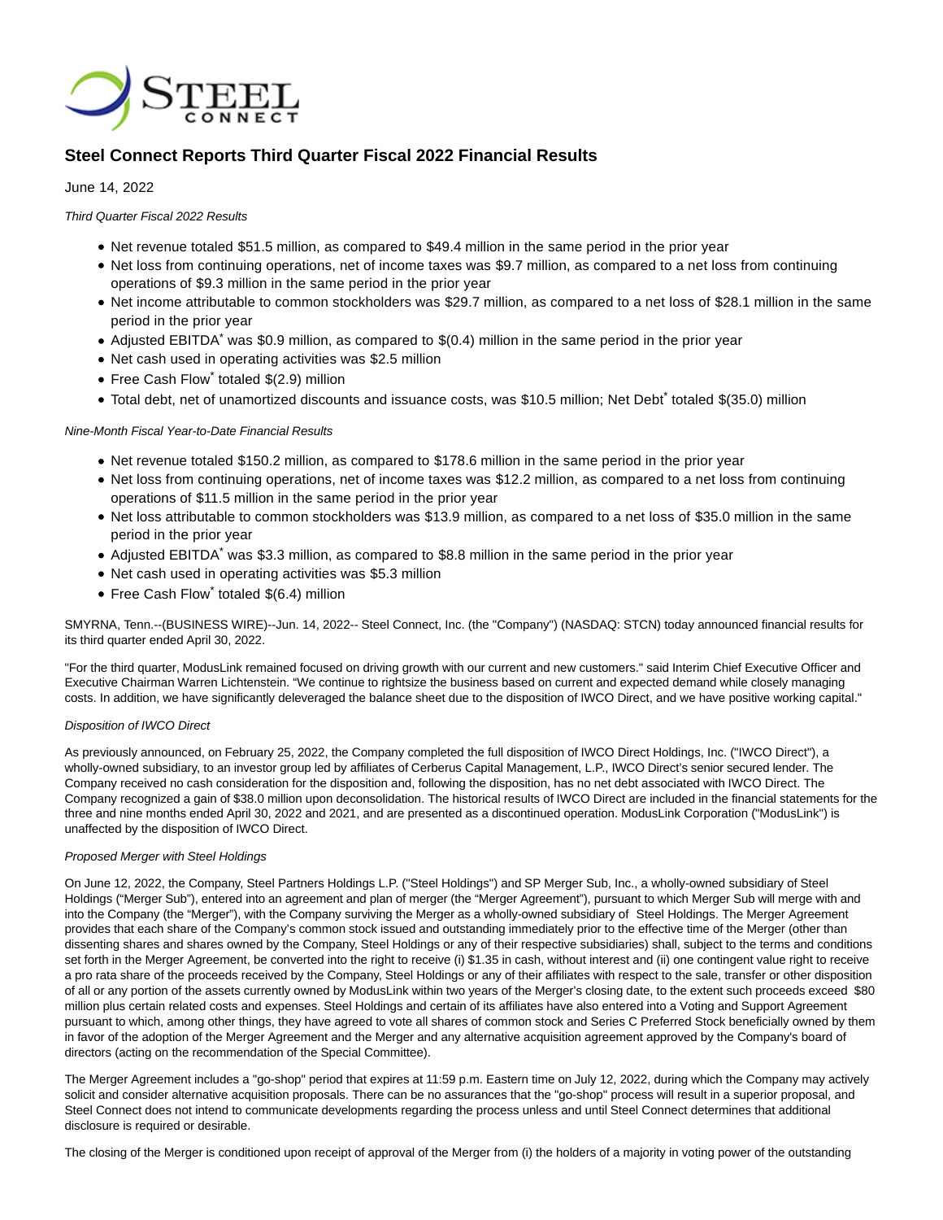STEEL CONNECT

# Steel Connect Reports Third Quarter Fiscal 2022 Financial Results

June 14, 2022

*Third Quarter Fiscal 2022 Results*

- Net revenue totaled $51.5 million, as compared to $49.4 million in the same period in the prior year
- Net loss from continuing operations, net of income taxes was $9.7 million, as compared to a net loss from continuing operations of $9.3 million in the same period in the prior year
- Net income attributable to common stockholders was $29.7 million, as compared to a net loss of $28.1 million in the same period in the prior year
- Adjusted EBITDA* was $0.9 million, as compared to $(0.4) million in the same period in the prior year
- Net cash used in operating activities was $2.5 million
- Free Cash Flow* totaled $(2.9) million
- Total debt, net of unamortized discounts and issuance costs, was $10.5 million; Net Debt* totaled $(35.0) million

*Nine-Month Fiscal Year-to-Date Financial Results*

- Net revenue totaled $150.2 million, as compared to $178.6 million in the same period in the prior year
- Net loss from continuing operations, net of income taxes was $12.2 million, as compared to a net loss from continuing operations of $11.5 million in the same period in the prior year
- Net loss attributable to common stockholders was $13.9 million, as compared to a net loss of $35.0 million in the same period in the prior year
- Adjusted EBITDA* was $3.3 million, as compared to $8.8 million in the same period in the prior year
- Net cash used in operating activities was $5.3 million
- Free Cash Flow* totaled $(6.4) million

SMYRNA, Tenn.--(BUSINESS WIRE)--Jun. 14, 2022-- Steel Connect, Inc. (the "Company") (NASDAQ: STCN) today announced financial results for its third quarter ended April 30, 2022.

"For the third quarter, ModusLink remained focused on driving growth with our current and new customers." said Interim Chief Executive Officer and Executive Chairman Warren Lichtenstein. "We continue to rightsize the business based on current and expected demand while closely managing costs. In addition, we have significantly deleveraged the balance sheet due to the disposition of IWCO Direct, and we have positive working capital."

*Disposition of IWCO Direct*

As previously announced, on February 25, 2022, the Company completed the full disposition of IWCO Direct Holdings, Inc. ("IWCO Direct"), a wholly-owned subsidiary, to an investor group led by affiliates of Cerberus Capital Management, L.P., IWCO Direct's senior secured lender. The Company received no cash consideration for the disposition and, following the disposition, has no net debt associated with IWCO Direct. The Company recognized a gain of $38.0 million upon deconsolidation. The historical results of IWCO Direct are included in the financial statements for the three and nine months ended April 30, 2022 and 2021, and are presented as a discontinued operation. ModusLink Corporation ("ModusLink") is unaffected by the disposition of IWCO Direct.

*Proposed Merger with Steel Holdings*

On June 12, 2022, the Company, Steel Partners Holdings L.P. ("Steel Holdings") and SP Merger Sub, Inc., a wholly-owned subsidiary of Steel Holdings ("Merger Sub"), entered into an agreement and plan of merger (the "Merger Agreement"), pursuant to which Merger Sub will merge with and into the Company (the "Merger"), with the Company surviving the Merger as a wholly-owned subsidiary of Steel Holdings. The Merger Agreement provides that each share of the Company's common stock issued and outstanding immediately prior to the effective time of the Merger (other than dissenting shares and shares owned by the Company, Steel Holdings or any of their respective subsidiaries) shall, subject to the terms and conditions set forth in the Merger Agreement, be converted into the right to receive (i) $1.35 in cash, without interest and (ii) one contingent value right to receive a pro rata share of the proceeds received by the Company, Steel Holdings or any of their affiliates with respect to the sale, transfer or other disposition of all or any portion of the assets currently owned by ModusLink within two years of the Merger's closing date, to the extent such proceeds exceed $80 million plus certain related costs and expenses. Steel Holdings and certain of its affiliates have also entered into a Voting and Support Agreement pursuant to which, among other things, they have agreed to vote all shares of common stock and Series C Preferred Stock beneficially owned by them in favor of the adoption of the Merger Agreement and the Merger and any alternative acquisition agreement approved by the Company's board of directors (acting on the recommendation of the Special Committee).

The Merger Agreement includes a "go-shop" period that expires at 11:59 p.m. Eastern time on July 12, 2022, during which the Company may actively solicit and consider alternative acquisition proposals. There can be no assurances that the "go-shop" process will result in a superior proposal, and Steel Connect does not intend to communicate developments regarding the process unless and until Steel Connect determines that additional disclosure is required or desirable.

The closing of the Merger is conditioned upon receipt of approval of the Merger from (i) the holders of a majority in voting power of the outstanding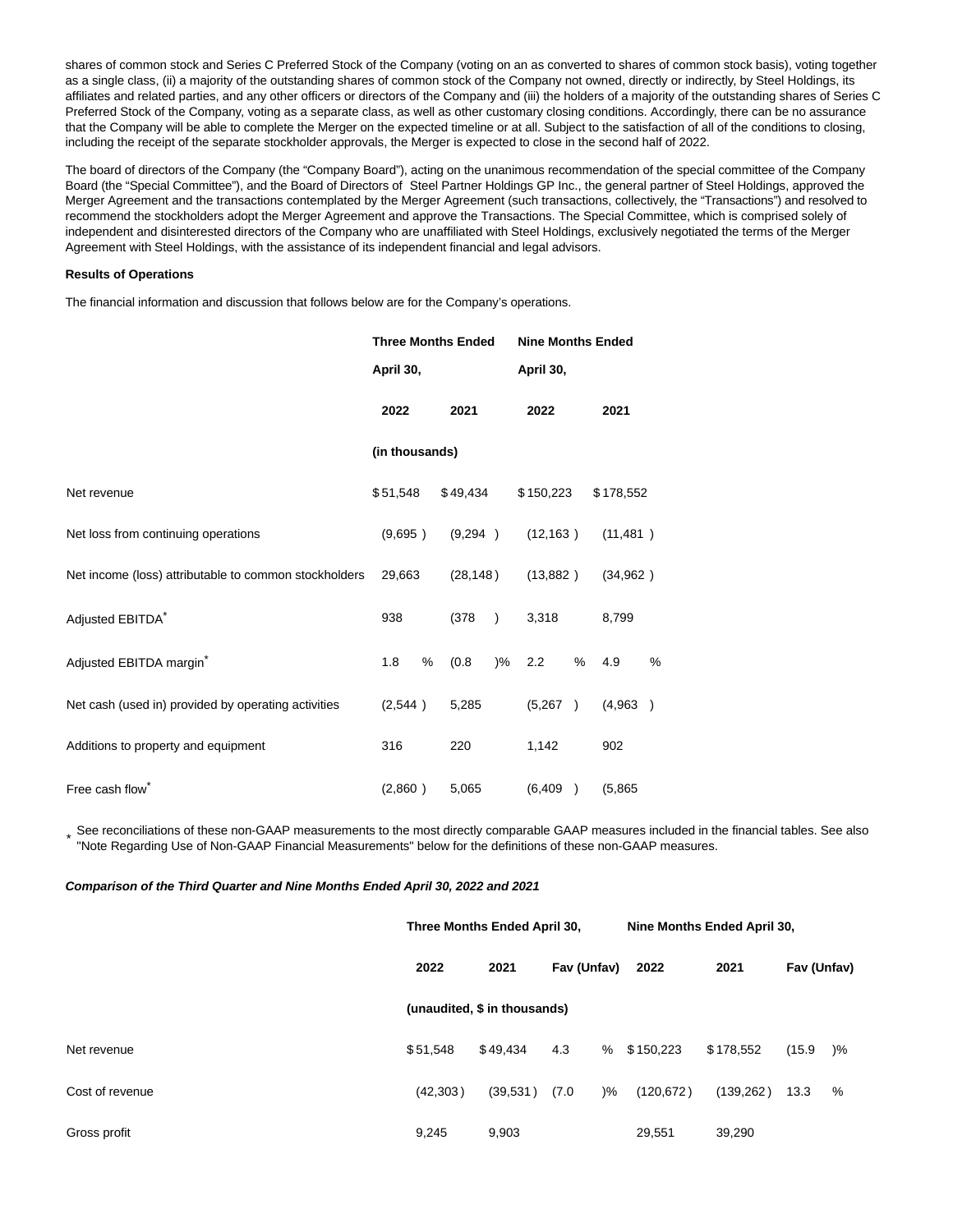shares of common stock and Series C Preferred Stock of the Company (voting on an as converted to shares of common stock basis), voting together as a single class, (ii) a majority of the outstanding shares of common stock of the Company not owned, directly or indirectly, by Steel Holdings, its affiliates and related parties, and any other officers or directors of the Company and (iii) the holders of a majority of the outstanding shares of Series C Preferred Stock of the Company, voting as a separate class, as well as other customary closing conditions. Accordingly, there can be no assurance that the Company will be able to complete the Merger on the expected timeline or at all. Subject to the satisfaction of all of the conditions to closing, including the receipt of the separate stockholder approvals, the Merger is expected to close in the second half of 2022.

The board of directors of the Company (the "Company Board"), acting on the unanimous recommendation of the special committee of the Company Board (the "Special Committee"), and the Board of Directors of Steel Partner Holdings GP Inc., the general partner of Steel Holdings, approved the Merger Agreement and the transactions contemplated by the Merger Agreement (such transactions, collectively, the "Transactions") and resolved to recommend the stockholders adopt the Merger Agreement and approve the Transactions. The Special Committee, which is comprised solely of independent and disinterested directors of the Company who are unaffiliated with Steel Holdings, exclusively negotiated the terms of the Merger Agreement with Steel Holdings, with the assistance of its independent financial and legal advisors.

**Results of Operations**

The financial information and discussion that follows below are for the Company's operations.

| | Three Months Ended April 30, | | Nine Months Ended April 30, | |
|---|---|---|---|---|
| | 2022 | 2021 | 2022 | 2021 |
| | (in thousands) | | | |
| Net revenue | $51,548 | $49,434 | $150,223 | $178,552 |
| Net loss from continuing operations | (9,695) | (9,294) | (12,163) | (11,481) |
| Net income (loss) attributable to common stockholders | 29,663 | (28,148) | (13,882) | (34,962) |
| Adjusted EBITDA* | 938 | (378) | 3,318 | 8,799 |
| Adjusted EBITDA margin* | 1.8 % | (0.8)% | 2.2 % | 4.9 % |
| Net cash (used in) provided by operating activities | (2,544) | 5,285 | (5,267) | (4,963) |
| Additions to property and equipment | 316 | 220 | 1,142 | 902 |
| Free cash flow* | (2,860) | 5,065 | (6,409) | (5,865 |

\* See reconciliations of these non-GAAP measurements to the most directly comparable GAAP measures included in the financial tables. See also "Note Regarding Use of Non-GAAP Financial Measurements" below for the definitions of these non-GAAP measures.

***Comparison of the Third Quarter and Nine Months Ended April 30, 2022 and 2021***

| | Three Months Ended April 30, | | | Nine Months Ended April 30, | | |
|---|---|---|---|---|---|---|
| | 2022 | 2021 | Fav (Unfav) | 2022 | 2021 | Fav (Unfav) |
| | (unaudited, $ in thousands) | | | | | |
| Net revenue | $51,548 | $49,434 | 4.3 % | $150,223 | $178,552 | (15.9)% |
| Cost of revenue | (42,303) | (39,531) | (7.0)% | (120,672) | (139,262) | 13.3 % |
| Gross profit | 9,245 | 9,903 | | 29,551 | 39,290 | |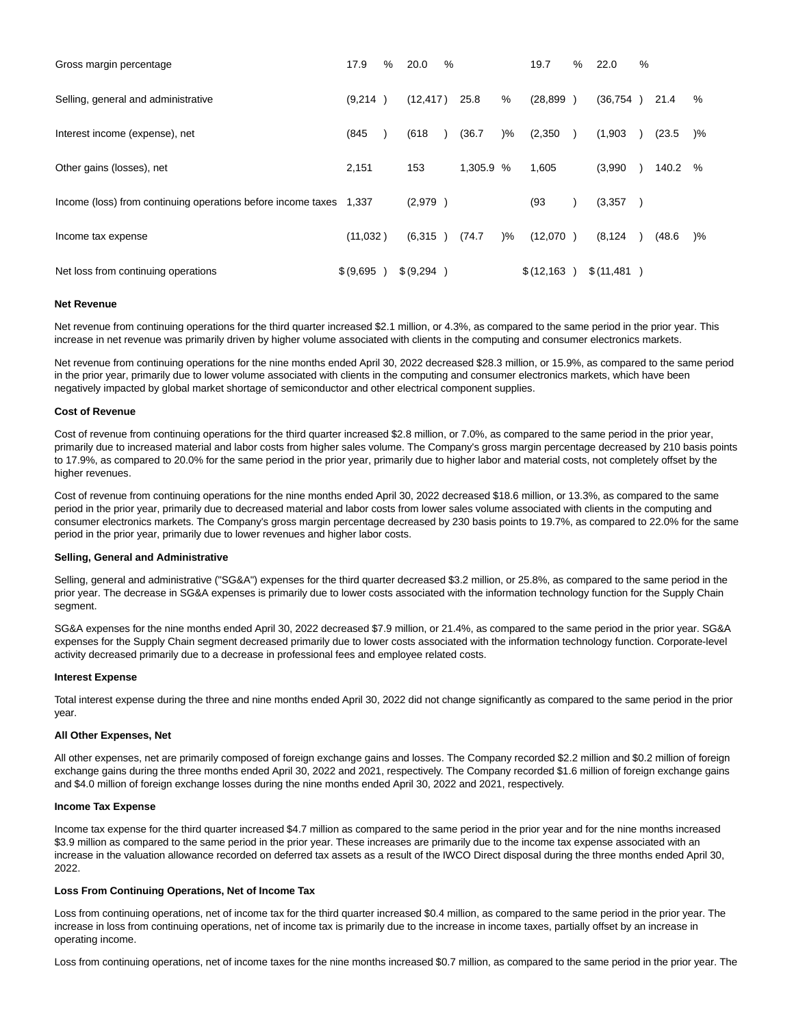| | | | | | | |
|---|---|---|---|---|---|---|
| Gross margin percentage | 17.9 % | 20.0 % | | 19.7 % | 22.0 % | |
| Selling, general and administrative | (9,214 ) | (12,417 ) | 25.8 % | (28,899 ) | (36,754 ) | 21.4 % |
| Interest income (expense), net | (845 ) | (618 ) | (36.7 )% | (2,350 ) | (1,903 ) | (23.5 )% |
| Other gains (losses), net | 2,151 | 153 | 1,305.9 % | 1,605 | (3,990 ) | 140.2 % |
| Income (loss) from continuing operations before income taxes | 1,337 | (2,979 ) | | (93 ) | (3,357 ) | |
| Income tax expense | (11,032 ) | (6,315 ) | (74.7 )% | (12,070 ) | (8,124 ) | (48.6 )% |
| Net loss from continuing operations | $ (9,695 ) | $ (9,294 ) | | $ (12,163 ) | $ (11,481 ) | |

**Net Revenue**

Net revenue from continuing operations for the third quarter increased $2.1 million, or 4.3%, as compared to the same period in the prior year. This increase in net revenue was primarily driven by higher volume associated with clients in the computing and consumer electronics markets.

Net revenue from continuing operations for the nine months ended April 30, 2022 decreased $28.3 million, or 15.9%, as compared to the same period in the prior year, primarily due to lower volume associated with clients in the computing and consumer electronics markets, which have been negatively impacted by global market shortage of semiconductor and other electrical component supplies.

**Cost of Revenue**

Cost of revenue from continuing operations for the third quarter increased $2.8 million, or 7.0%, as compared to the same period in the prior year, primarily due to increased material and labor costs from higher sales volume. The Company's gross margin percentage decreased by 210 basis points to 17.9%, as compared to 20.0% for the same period in the prior year, primarily due to higher labor and material costs, not completely offset by the higher revenues.

Cost of revenue from continuing operations for the nine months ended April 30, 2022 decreased $18.6 million, or 13.3%, as compared to the same period in the prior year, primarily due to decreased material and labor costs from lower sales volume associated with clients in the computing and consumer electronics markets. The Company's gross margin percentage decreased by 230 basis points to 19.7%, as compared to 22.0% for the same period in the prior year, primarily due to lower revenues and higher labor costs.

**Selling, General and Administrative**

Selling, general and administrative ("SG&A") expenses for the third quarter decreased $3.2 million, or 25.8%, as compared to the same period in the prior year. The decrease in SG&A expenses is primarily due to lower costs associated with the information technology function for the Supply Chain segment.

SG&A expenses for the nine months ended April 30, 2022 decreased $7.9 million, or 21.4%, as compared to the same period in the prior year. SG&A expenses for the Supply Chain segment decreased primarily due to lower costs associated with the information technology function. Corporate-level activity decreased primarily due to a decrease in professional fees and employee related costs.

**Interest Expense**

Total interest expense during the three and nine months ended April 30, 2022 did not change significantly as compared to the same period in the prior year.

**All Other Expenses, Net**

All other expenses, net are primarily composed of foreign exchange gains and losses. The Company recorded $2.2 million and $0.2 million of foreign exchange gains during the three months ended April 30, 2022 and 2021, respectively. The Company recorded $1.6 million of foreign exchange gains and $4.0 million of foreign exchange losses during the nine months ended April 30, 2022 and 2021, respectively.

**Income Tax Expense**

Income tax expense for the third quarter increased $4.7 million as compared to the same period in the prior year and for the nine months increased $3.9 million as compared to the same period in the prior year. These increases are primarily due to the income tax expense associated with an increase in the valuation allowance recorded on deferred tax assets as a result of the IWCO Direct disposal during the three months ended April 30, 2022.

**Loss From Continuing Operations, Net of Income Tax**

Loss from continuing operations, net of income tax for the third quarter increased $0.4 million, as compared to the same period in the prior year. The increase in loss from continuing operations, net of income tax is primarily due to the increase in income taxes, partially offset by an increase in operating income.

Loss from continuing operations, net of income taxes for the nine months increased $0.7 million, as compared to the same period in the prior year. The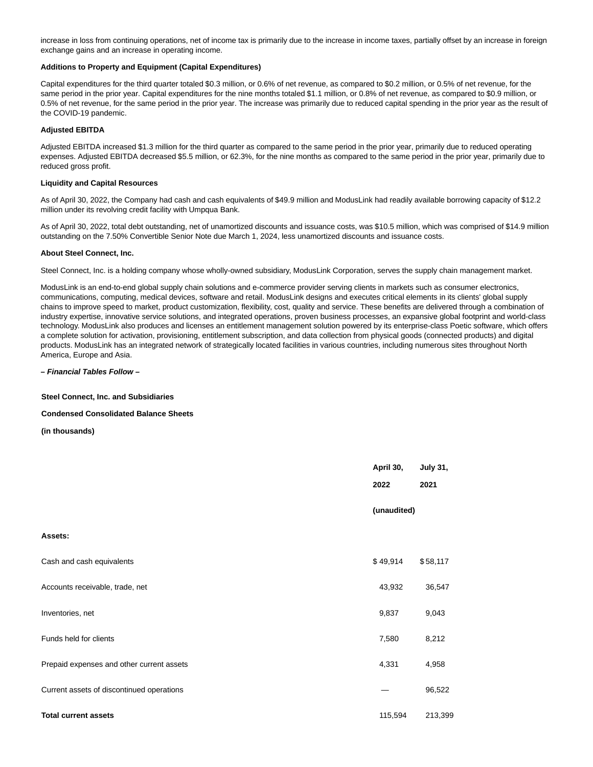increase in loss from continuing operations, net of income tax is primarily due to the increase in income taxes, partially offset by an increase in foreign exchange gains and an increase in operating income.

**Additions to Property and Equipment (Capital Expenditures)**

Capital expenditures for the third quarter totaled $0.3 million, or 0.6% of net revenue, as compared to $0.2 million, or 0.5% of net revenue, for the same period in the prior year. Capital expenditures for the nine months totaled $1.1 million, or 0.8% of net revenue, as compared to $0.9 million, or 0.5% of net revenue, for the same period in the prior year. The increase was primarily due to reduced capital spending in the prior year as the result of the COVID-19 pandemic.

**Adjusted EBITDA**

Adjusted EBITDA increased $1.3 million for the third quarter as compared to the same period in the prior year, primarily due to reduced operating expenses. Adjusted EBITDA decreased $5.5 million, or 62.3%, for the nine months as compared to the same period in the prior year, primarily due to reduced gross profit.

**Liquidity and Capital Resources**

As of April 30, 2022, the Company had cash and cash equivalents of $49.9 million and ModusLink had readily available borrowing capacity of $12.2 million under its revolving credit facility with Umpqua Bank.

As of April 30, 2022, total debt outstanding, net of unamortized discounts and issuance costs, was $10.5 million, which was comprised of $14.9 million outstanding on the 7.50% Convertible Senior Note due March 1, 2024, less unamortized discounts and issuance costs.

**About Steel Connect, Inc.**

Steel Connect, Inc. is a holding company whose wholly-owned subsidiary, ModusLink Corporation, serves the supply chain management market.

ModusLink is an end-to-end global supply chain solutions and e-commerce provider serving clients in markets such as consumer electronics, communications, computing, medical devices, software and retail. ModusLink designs and executes critical elements in its clients' global supply chains to improve speed to market, product customization, flexibility, cost, quality and service. These benefits are delivered through a combination of industry expertise, innovative service solutions, and integrated operations, proven business processes, an expansive global footprint and world-class technology. ModusLink also produces and licenses an entitlement management solution powered by its enterprise-class Poetic software, which offers a complete solution for activation, provisioning, entitlement subscription, and data collection from physical goods (connected products) and digital products. ModusLink has an integrated network of strategically located facilities in various countries, including numerous sites throughout North America, Europe and Asia.

***– Financial Tables Follow –***

**Steel Connect, Inc. and Subsidiaries**

**Condensed Consolidated Balance Sheets**

**(in thousands)**

| | April 30, 2022 (unaudited) | July 31, 2021 |
|---|---|---|
| **Assets:** | | |
| Cash and cash equivalents | $ 49,914 | $ 58,117 |
| Accounts receivable, trade, net | 43,932 | 36,547 |
| Inventories, net | 9,837 | 9,043 |
| Funds held for clients | 7,580 | 8,212 |
| Prepaid expenses and other current assets | 4,331 | 4,958 |
| Current assets of discontinued operations | — | 96,522 |
| **Total current assets** | 115,594 | 213,399 |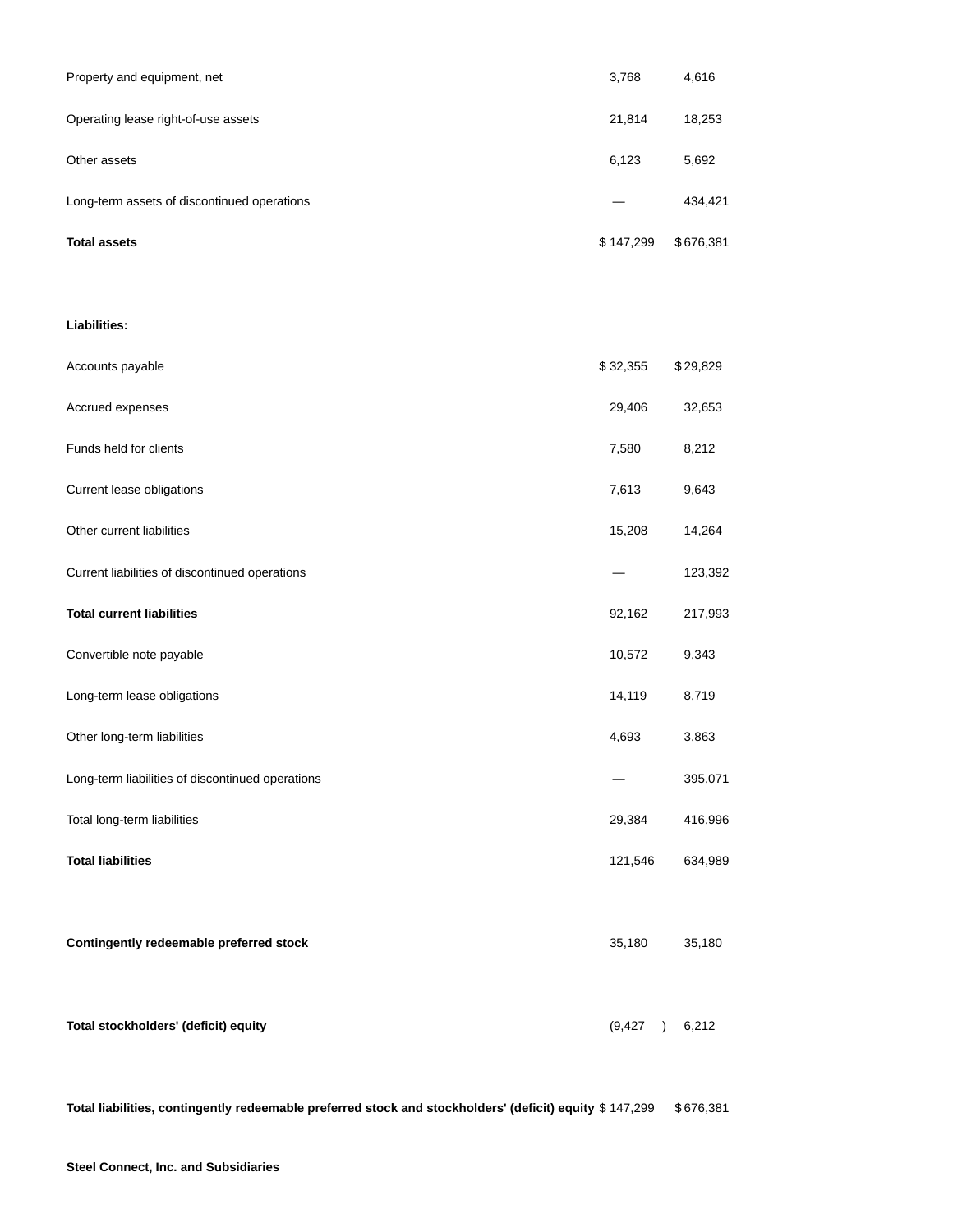| | | |
|---|---|---|
| Property and equipment, net | 3,768 | 4,616 |
| Operating lease right-of-use assets | 21,814 | 18,253 |
| Other assets | 6,123 | 5,692 |
| Long-term assets of discontinued operations | — | 434,421 |
| **Total assets** | $ 147,299 | $ 676,381 |
| | | |
| **Liabilities:** | | |
| Accounts payable | $ 32,355 | $ 29,829 |
| Accrued expenses | 29,406 | 32,653 |
| Funds held for clients | 7,580 | 8,212 |
| Current lease obligations | 7,613 | 9,643 |
| Other current liabilities | 15,208 | 14,264 |
| Current liabilities of discontinued operations | — | 123,392 |
| **Total current liabilities** | 92,162 | 217,993 |
| Convertible note payable | 10,572 | 9,343 |
| Long-term lease obligations | 14,119 | 8,719 |
| Other long-term liabilities | 4,693 | 3,863 |
| Long-term liabilities of discontinued operations | — | 395,071 |
| Total long-term liabilities | 29,384 | 416,996 |
| **Total liabilities** | 121,546 | 634,989 |
| | | |
| **Contingently redeemable preferred stock** | 35,180 | 35,180 |
| | | |
| **Total stockholders' (deficit) equity** | (9,427 ) | 6,212 |
| | | |
| **Total liabilities, contingently redeemable preferred stock and stockholders' (deficit) equity** | $ 147,299 | $ 676,381 |

**Steel Connect, Inc. and Subsidiaries**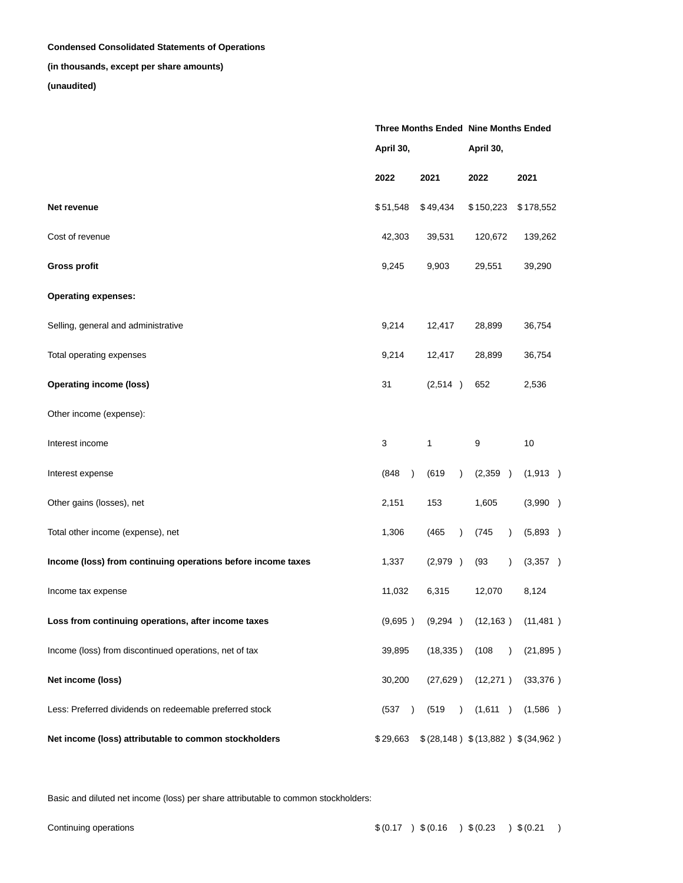**Condensed Consolidated Statements of Operations**

**(in thousands, except per share amounts)**

**(unaudited)**

| | Three Months Ended April 30, | | Nine Months Ended April 30, | |
|---|---|---|---|---|
| | **2022** | **2021** | **2022** | **2021** |
| **Net revenue** | $ 51,548 | $ 49,434 | $ 150,223 | $ 178,552 |
| Cost of revenue | 42,303 | 39,531 | 120,672 | 139,262 |
| **Gross profit** | 9,245 | 9,903 | 29,551 | 39,290 |
| **Operating expenses:** | | | | |
| Selling, general and administrative | 9,214 | 12,417 | 28,899 | 36,754 |
| Total operating expenses | 9,214 | 12,417 | 28,899 | 36,754 |
| **Operating income (loss)** | 31 | (2,514 ) | 652 | 2,536 |
| Other income (expense): | | | | |
| Interest income | 3 | 1 | 9 | 10 |
| Interest expense | (848 ) | (619 ) | (2,359 ) | (1,913 ) |
| Other gains (losses), net | 2,151 | 153 | 1,605 | (3,990 ) |
| Total other income (expense), net | 1,306 | (465 ) | (745 ) | (5,893 ) |
| **Income (loss) from continuing operations before income taxes** | 1,337 | (2,979 ) | (93 ) | (3,357 ) |
| Income tax expense | 11,032 | 6,315 | 12,070 | 8,124 |
| **Loss from continuing operations, after income taxes** | (9,695 ) | (9,294 ) | (12,163 ) | (11,481 ) |
| Income (loss) from discontinued operations, net of tax | 39,895 | (18,335 ) | (108 ) | (21,895 ) |
| **Net income (loss)** | 30,200 | (27,629 ) | (12,271 ) | (33,376 ) |
| Less: Preferred dividends on redeemable preferred stock | (537 ) | (519 ) | (1,611 ) | (1,586 ) |
| **Net income (loss) attributable to common stockholders** | $ 29,663 | $ (28,148 ) | $ (13,882 ) | $ (34,962 ) |
| | | | | |
| Basic and diluted net income (loss) per share attributable to common stockholders: | | | | |
| Continuing operations | $ (0.17 ) | $ (0.16 ) | $ (0.23 ) | $ (0.21 ) |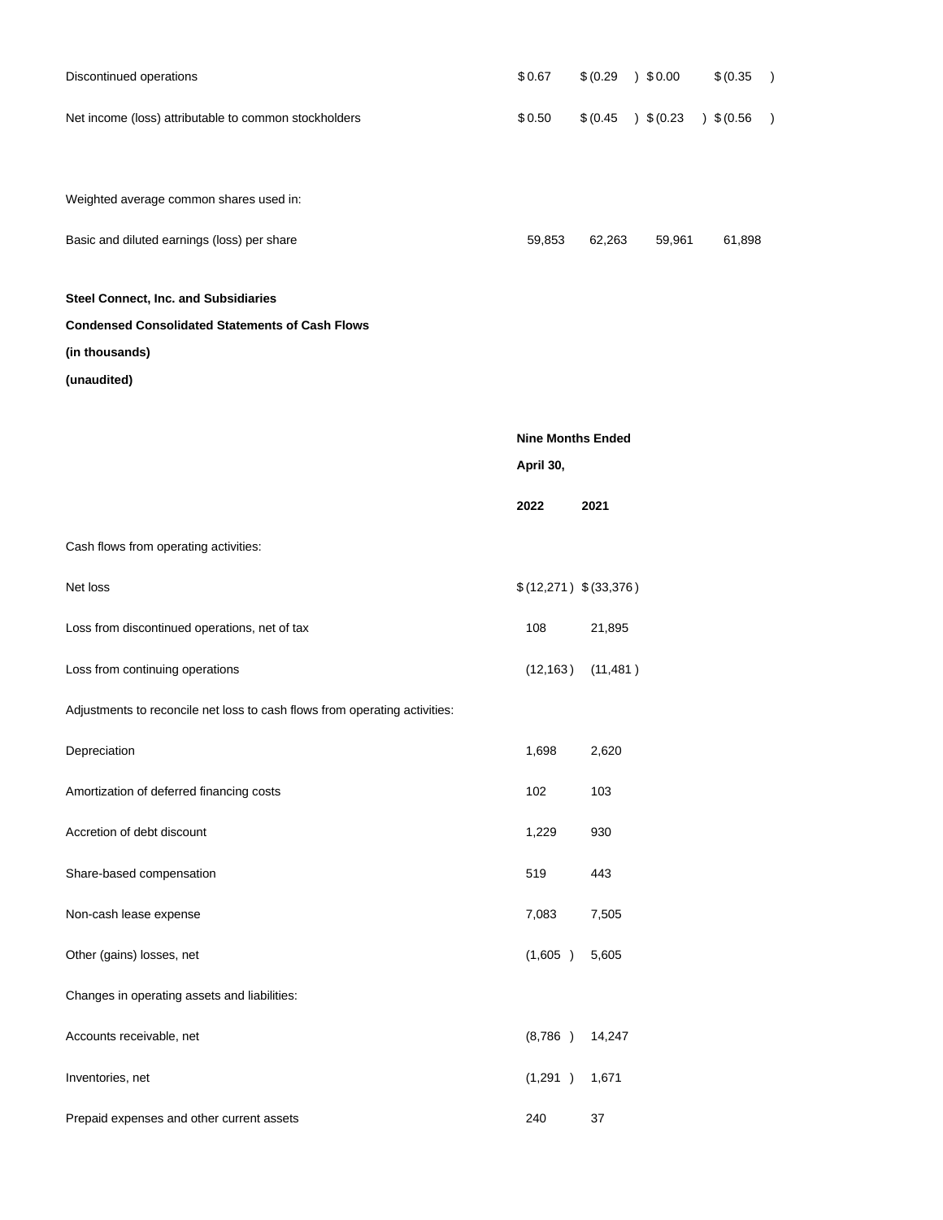| | | | | |
|---|---|---|---|---|
| Discontinued operations | $ 0.67 | $ (0.29) | $ 0.00 | $ (0.35) |
| Net income (loss) attributable to common stockholders | $ 0.50 | $ (0.45) | $ (0.23) | $ (0.56) |
| | | | | |
| Weighted average common shares used in: | | | | |
| Basic and diluted earnings (loss) per share | 59,853 | 62,263 | 59,961 | 61,898 |

**Steel Connect, Inc. and Subsidiaries**

**Condensed Consolidated Statements of Cash Flows**

**(in thousands)**

**(unaudited)**

| | **Nine Months Ended April 30,** | |
|---|---|---|
| | **2022** | **2021** |
| Cash flows from operating activities: | | |
| Net loss | $ (12,271) | $ (33,376) |
| Loss from discontinued operations, net of tax | 108 | 21,895 |
| Loss from continuing operations | (12,163) | (11,481) |
| Adjustments to reconcile net loss to cash flows from operating activities: | | |
| Depreciation | 1,698 | 2,620 |
| Amortization of deferred financing costs | 102 | 103 |
| Accretion of debt discount | 1,229 | 930 |
| Share-based compensation | 519 | 443 |
| Non-cash lease expense | 7,083 | 7,505 |
| Other (gains) losses, net | (1,605) | 5,605 |
| Changes in operating assets and liabilities: | | |
| Accounts receivable, net | (8,786) | 14,247 |
| Inventories, net | (1,291) | 1,671 |
| Prepaid expenses and other current assets | 240 | 37 |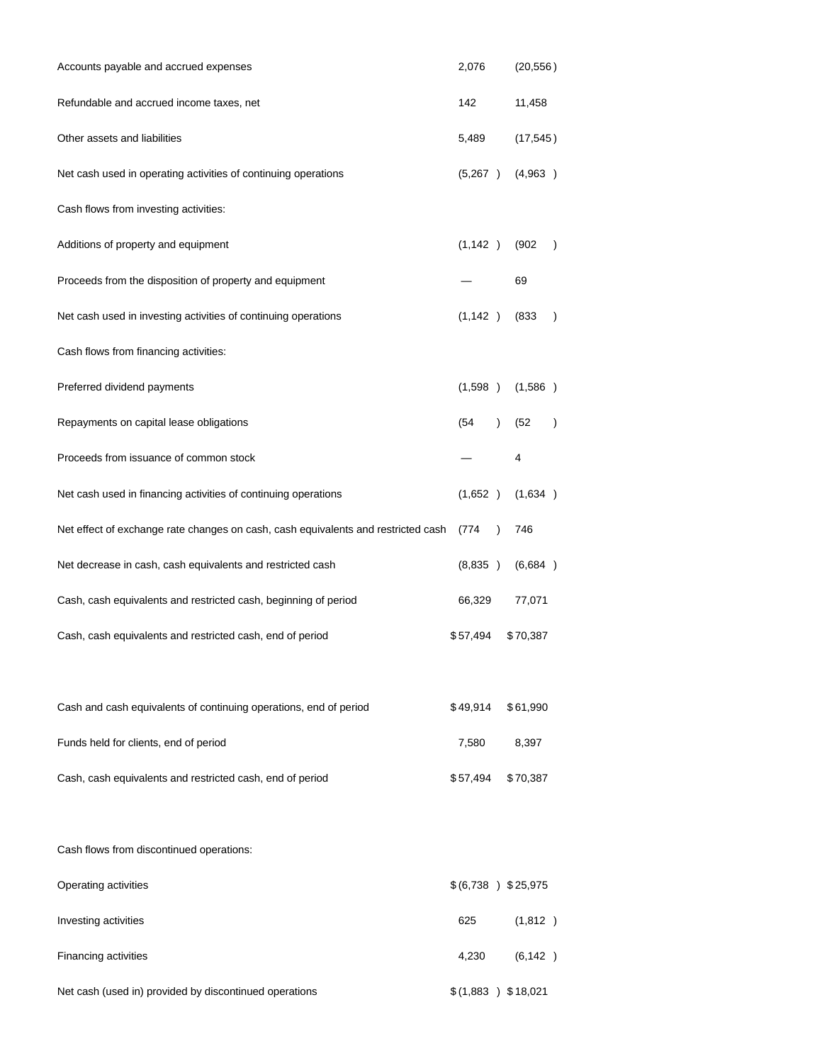| | | |
|---|---|---|
| Accounts payable and accrued expenses | 2,076 | (20,556 ) |
| Refundable and accrued income taxes, net | 142 | 11,458 |
| Other assets and liabilities | 5,489 | (17,545 ) |
| Net cash used in operating activities of continuing operations | (5,267 ) | (4,963 ) |
| Cash flows from investing activities: | | |
| Additions of property and equipment | (1,142 ) | (902 ) |
| Proceeds from the disposition of property and equipment | — | 69 |
| Net cash used in investing activities of continuing operations | (1,142 ) | (833 ) |
| Cash flows from financing activities: | | |
| Preferred dividend payments | (1,598 ) | (1,586 ) |
| Repayments on capital lease obligations | (54 ) | (52 ) |
| Proceeds from issuance of common stock | — | 4 |
| Net cash used in financing activities of continuing operations | (1,652 ) | (1,634 ) |
| Net effect of exchange rate changes on cash, cash equivalents and restricted cash | (774 ) | 746 |
| Net decrease in cash, cash equivalents and restricted cash | (8,835 ) | (6,684 ) |
| Cash, cash equivalents and restricted cash, beginning of period | 66,329 | 77,071 |
| Cash, cash equivalents and restricted cash, end of period | $ 57,494 | $ 70,387 |
| | | |
| Cash and cash equivalents of continuing operations, end of period | $ 49,914 | $ 61,990 |
| Funds held for clients, end of period | 7,580 | 8,397 |
| Cash, cash equivalents and restricted cash, end of period | $ 57,494 | $ 70,387 |
| | | |
| Cash flows from discontinued operations: | | |
| Operating activities | $ (6,738 ) | $ 25,975 |
| Investing activities | 625 | (1,812 ) |
| Financing activities | 4,230 | (6,142 ) |
| Net cash (used in) provided by discontinued operations | $ (1,883 ) | $ 18,021 |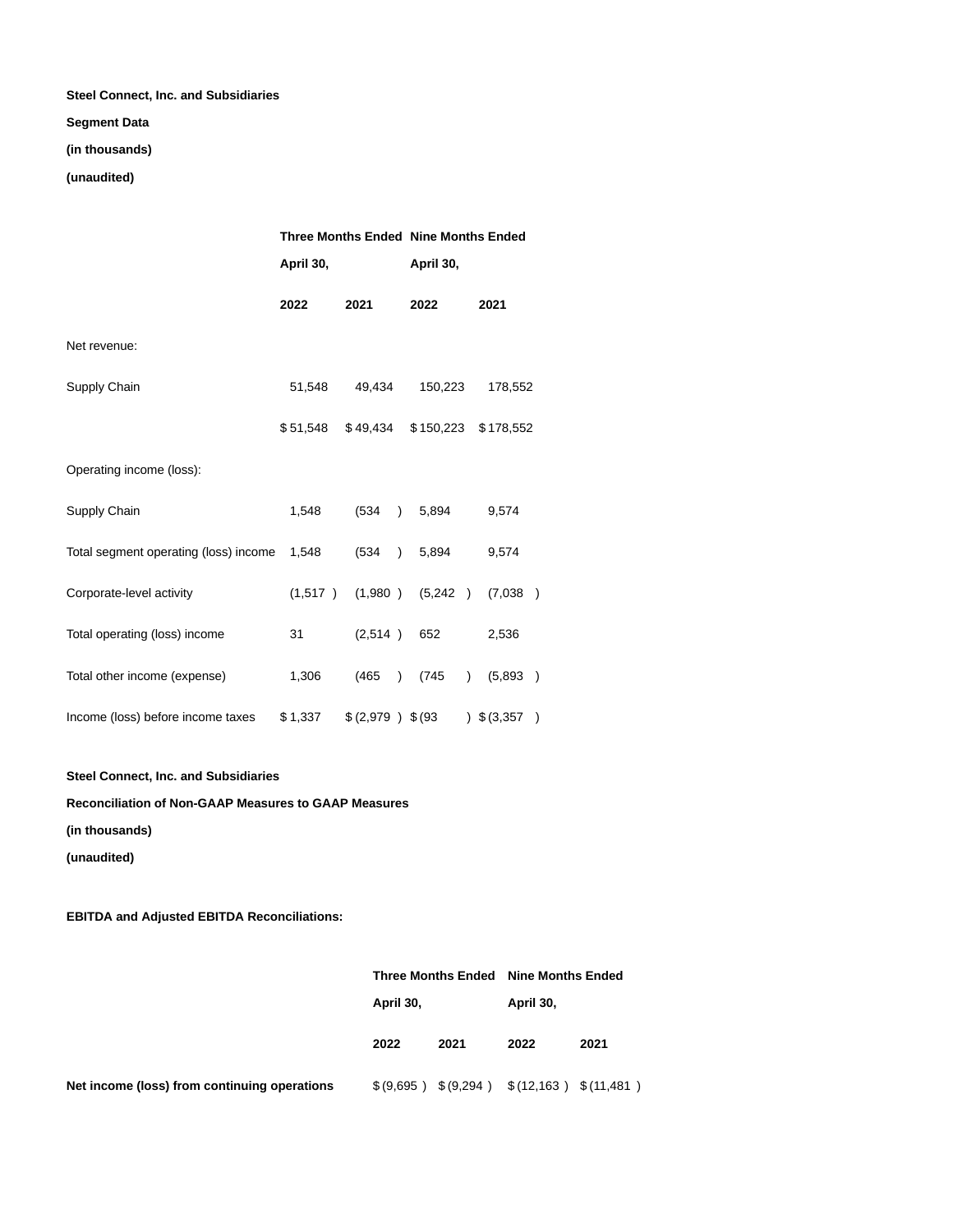**Steel Connect, Inc. and Subsidiaries**

**Segment Data**

**(in thousands)**

**(unaudited)**

| | Three Months Ended April 30, | | Nine Months Ended April 30, | |
|---|---|---|---|---|
| | **2022** | **2021** | **2022** | **2021** |
| Net revenue: | | | | |
| Supply Chain | 51,548 | 49,434 | 150,223 | 178,552 |
| | $ 51,548 | $ 49,434 | $ 150,223 | $ 178,552 |
| Operating income (loss): | | | | |
| Supply Chain | 1,548 | (534 ) | 5,894 | 9,574 |
| Total segment operating (loss) income | 1,548 | (534 ) | 5,894 | 9,574 |
| Corporate-level activity | (1,517 ) | (1,980 ) | (5,242 ) | (7,038 ) |
| Total operating (loss) income | 31 | (2,514 ) | 652 | 2,536 |
| Total other income (expense) | 1,306 | (465 ) | (745 ) | (5,893 ) |
| Income (loss) before income taxes | $ 1,337 | $ (2,979 ) | $ (93 ) | $ (3,357 ) |

**Steel Connect, Inc. and Subsidiaries**

**Reconciliation of Non-GAAP Measures to GAAP Measures**

**(in thousands)**

**(unaudited)**

**EBITDA and Adjusted EBITDA Reconciliations:**

| | Three Months Ended April 30, | | Nine Months Ended April 30, | |
|---|---|---|---|---|
| | **2022** | **2021** | **2022** | **2021** |
| **Net income (loss) from continuing operations** | $ (9,695 ) | $ (9,294 ) | $ (12,163 ) | $ (11,481 ) |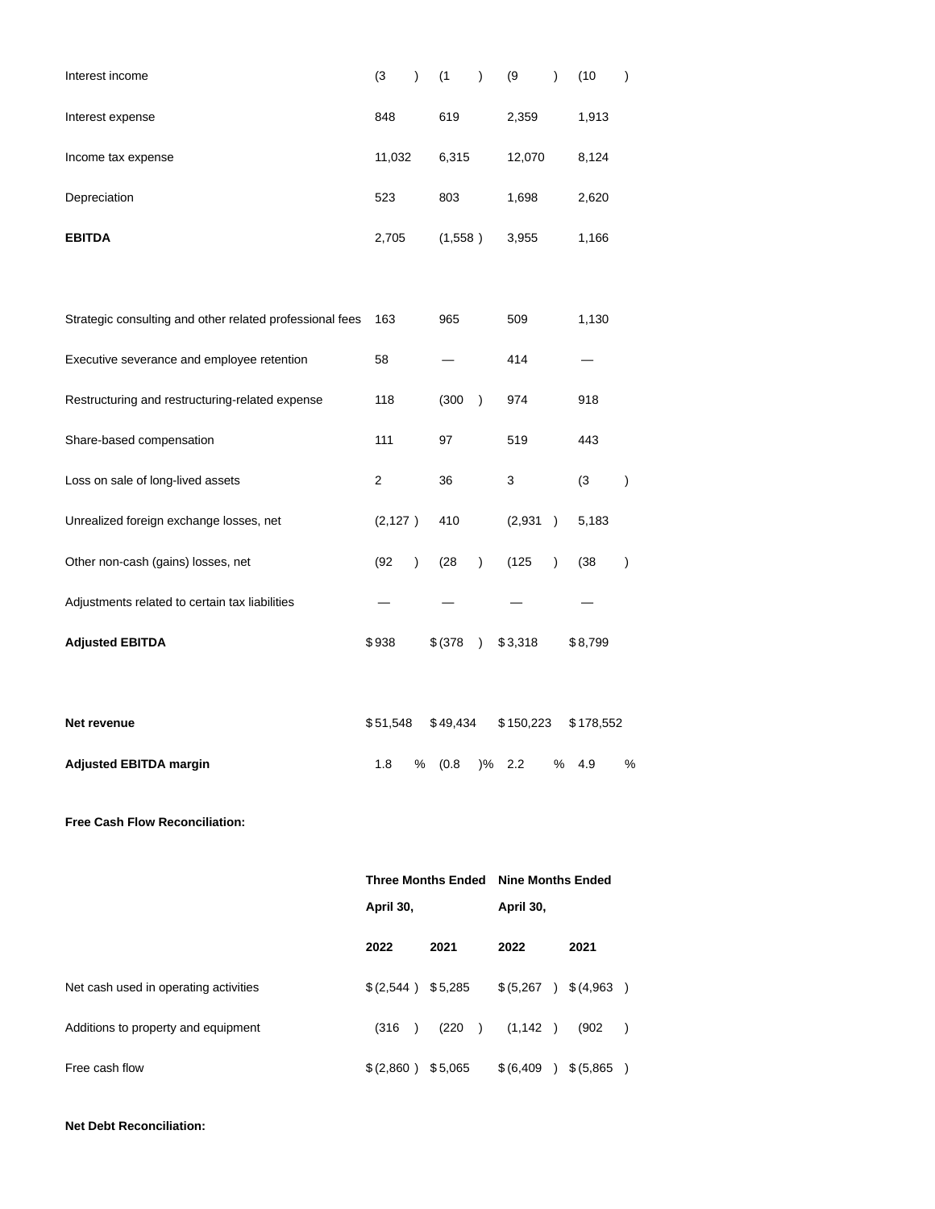| | | | | |
|---|---|---|---|---|
| Interest income | (3 ) | (1 ) | (9 ) | (10 ) |
| Interest expense | 848 | 619 | 2,359 | 1,913 |
| Income tax expense | 11,032 | 6,315 | 12,070 | 8,124 |
| Depreciation | 523 | 803 | 1,698 | 2,620 |
| **EBITDA** | 2,705 | (1,558 ) | 3,955 | 1,166 |
| | | | | |
| Strategic consulting and other related professional fees | 163 | 965 | 509 | 1,130 |
| Executive severance and employee retention | 58 | — | 414 | — |
| Restructuring and restructuring-related expense | 118 | (300 ) | 974 | 918 |
| Share-based compensation | 111 | 97 | 519 | 443 |
| Loss on sale of long-lived assets | 2 | 36 | 3 | (3 ) |
| Unrealized foreign exchange losses, net | (2,127 ) | 410 | (2,931 ) | 5,183 |
| Other non-cash (gains) losses, net | (92 ) | (28 ) | (125 ) | (38 ) |
| Adjustments related to certain tax liabilities | — | — | — | — |
| **Adjusted EBITDA** | $ 938 | $ (378 ) | $ 3,318 | $ 8,799 |
| | | | | |
| **Net revenue** | $ 51,548 | $ 49,434 | $ 150,223 | $ 178,552 |
| **Adjusted EBITDA margin** | 1.8 % | (0.8 )% | 2.2 % | 4.9 % |

**Free Cash Flow Reconciliation:**

| | Three Months Ended April 30, | | Nine Months Ended April 30, | |
|---|---|---|---|---|
| | **2022** | **2021** | **2022** | **2021** |
| Net cash used in operating activities | $ (2,544 ) | $ 5,285 | $ (5,267 ) | $ (4,963 ) |
| Additions to property and equipment | (316 ) | (220 ) | (1,142 ) | (902 ) |
| Free cash flow | $ (2,860 ) | $ 5,065 | $ (6,409 ) | $ (5,865 ) |

**Net Debt Reconciliation:**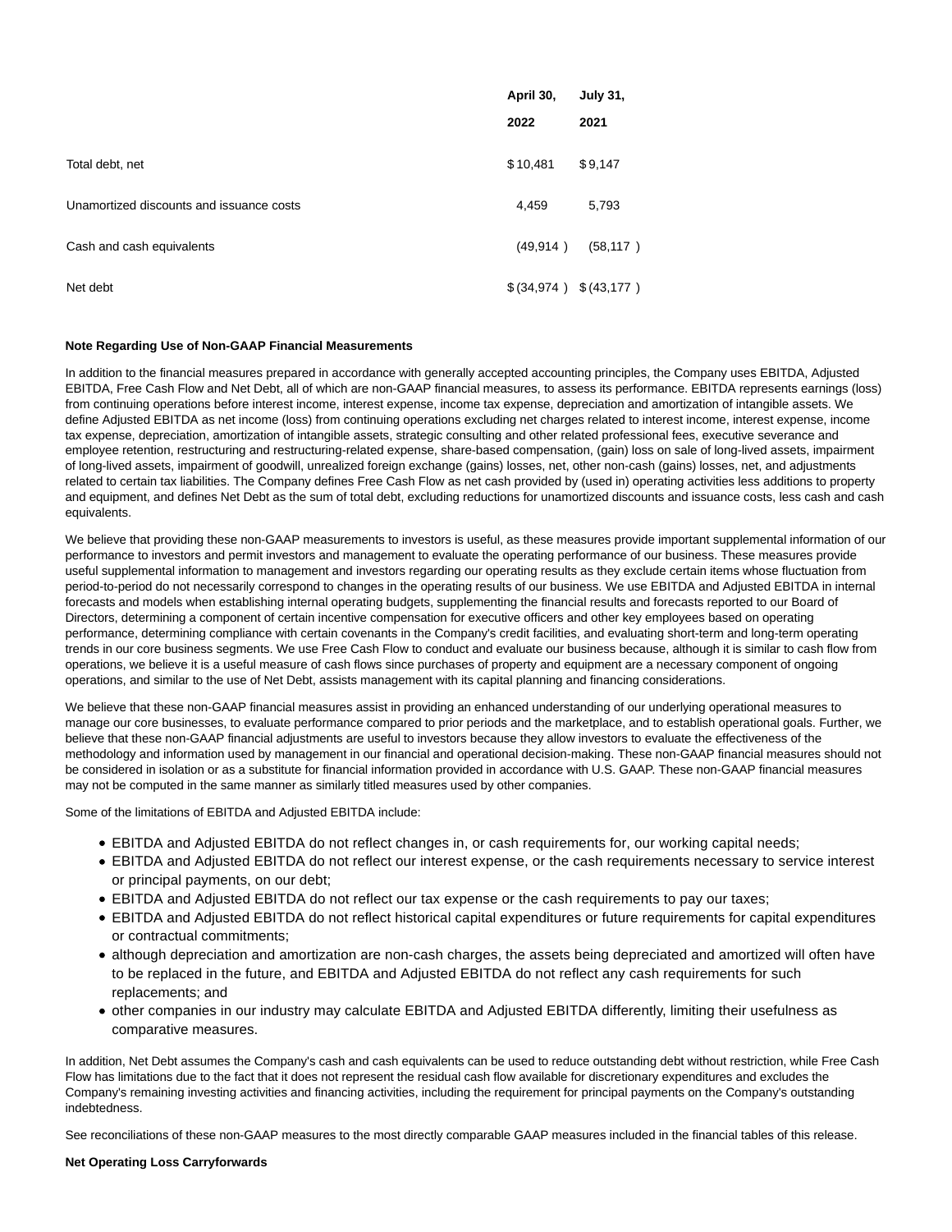| | April 30, 2022 | July 31, 2021 |
|---|---|---|
| Total debt, net | $ 10,481 | $ 9,147 |
| Unamortized discounts and issuance costs | 4,459 | 5,793 |
| Cash and cash equivalents | (49,914 ) | (58,117 ) |
| Net debt | $ (34,974 ) | $ (43,177 ) |

**Note Regarding Use of Non-GAAP Financial Measurements**

In addition to the financial measures prepared in accordance with generally accepted accounting principles, the Company uses EBITDA, Adjusted EBITDA, Free Cash Flow and Net Debt, all of which are non-GAAP financial measures, to assess its performance. EBITDA represents earnings (loss) from continuing operations before interest income, interest expense, income tax expense, depreciation and amortization of intangible assets. We define Adjusted EBITDA as net income (loss) from continuing operations excluding net charges related to interest income, interest expense, income tax expense, depreciation, amortization of intangible assets, strategic consulting and other related professional fees, executive severance and employee retention, restructuring and restructuring-related expense, share-based compensation, (gain) loss on sale of long-lived assets, impairment of long-lived assets, impairment of goodwill, unrealized foreign exchange (gains) losses, net, other non-cash (gains) losses, net, and adjustments related to certain tax liabilities. The Company defines Free Cash Flow as net cash provided by (used in) operating activities less additions to property and equipment, and defines Net Debt as the sum of total debt, excluding reductions for unamortized discounts and issuance costs, less cash and cash equivalents.

We believe that providing these non-GAAP measurements to investors is useful, as these measures provide important supplemental information of our performance to investors and permit investors and management to evaluate the operating performance of our business. These measures provide useful supplemental information to management and investors regarding our operating results as they exclude certain items whose fluctuation from period-to-period do not necessarily correspond to changes in the operating results of our business. We use EBITDA and Adjusted EBITDA in internal forecasts and models when establishing internal operating budgets, supplementing the financial results and forecasts reported to our Board of Directors, determining a component of certain incentive compensation for executive officers and other key employees based on operating performance, determining compliance with certain covenants in the Company's credit facilities, and evaluating short-term and long-term operating trends in our core business segments. We use Free Cash Flow to conduct and evaluate our business because, although it is similar to cash flow from operations, we believe it is a useful measure of cash flows since purchases of property and equipment are a necessary component of ongoing operations, and similar to the use of Net Debt, assists management with its capital planning and financing considerations.

We believe that these non-GAAP financial measures assist in providing an enhanced understanding of our underlying operational measures to manage our core businesses, to evaluate performance compared to prior periods and the marketplace, and to establish operational goals. Further, we believe that these non-GAAP financial adjustments are useful to investors because they allow investors to evaluate the effectiveness of the methodology and information used by management in our financial and operational decision-making. These non-GAAP financial measures should not be considered in isolation or as a substitute for financial information provided in accordance with U.S. GAAP. These non-GAAP financial measures may not be computed in the same manner as similarly titled measures used by other companies.

Some of the limitations of EBITDA and Adjusted EBITDA include:

- EBITDA and Adjusted EBITDA do not reflect changes in, or cash requirements for, our working capital needs;
- EBITDA and Adjusted EBITDA do not reflect our interest expense, or the cash requirements necessary to service interest or principal payments, on our debt;
- EBITDA and Adjusted EBITDA do not reflect our tax expense or the cash requirements to pay our taxes;
- EBITDA and Adjusted EBITDA do not reflect historical capital expenditures or future requirements for capital expenditures or contractual commitments;
- although depreciation and amortization are non-cash charges, the assets being depreciated and amortized will often have to be replaced in the future, and EBITDA and Adjusted EBITDA do not reflect any cash requirements for such replacements; and
- other companies in our industry may calculate EBITDA and Adjusted EBITDA differently, limiting their usefulness as comparative measures.

In addition, Net Debt assumes the Company's cash and cash equivalents can be used to reduce outstanding debt without restriction, while Free Cash Flow has limitations due to the fact that it does not represent the residual cash flow available for discretionary expenditures and excludes the Company's remaining investing activities and financing activities, including the requirement for principal payments on the Company's outstanding indebtedness.

See reconciliations of these non-GAAP measures to the most directly comparable GAAP measures included in the financial tables of this release.

**Net Operating Loss Carryforwards**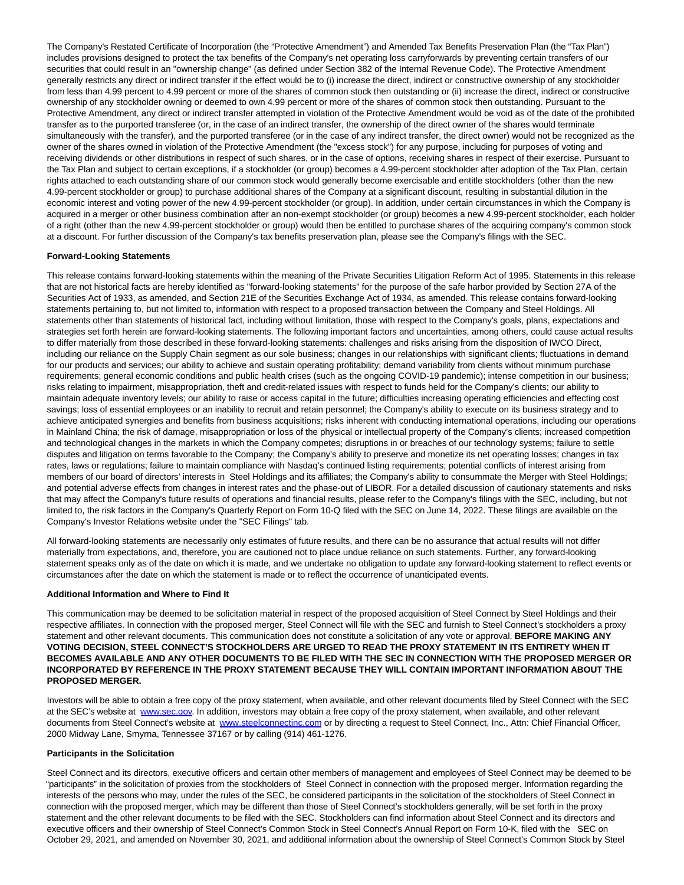The Company's Restated Certificate of Incorporation (the "Protective Amendment") and Amended Tax Benefits Preservation Plan (the "Tax Plan") includes provisions designed to protect the tax benefits of the Company's net operating loss carryforwards by preventing certain transfers of our securities that could result in an "ownership change" (as defined under Section 382 of the Internal Revenue Code). The Protective Amendment generally restricts any direct or indirect transfer if the effect would be to (i) increase the direct, indirect or constructive ownership of any stockholder from less than 4.99 percent to 4.99 percent or more of the shares of common stock then outstanding or (ii) increase the direct, indirect or constructive ownership of any stockholder owning or deemed to own 4.99 percent or more of the shares of common stock then outstanding. Pursuant to the Protective Amendment, any direct or indirect transfer attempted in violation of the Protective Amendment would be void as of the date of the prohibited transfer as to the purported transferee (or, in the case of an indirect transfer, the ownership of the direct owner of the shares would terminate simultaneously with the transfer), and the purported transferee (or in the case of any indirect transfer, the direct owner) would not be recognized as the owner of the shares owned in violation of the Protective Amendment (the "excess stock") for any purpose, including for purposes of voting and receiving dividends or other distributions in respect of such shares, or in the case of options, receiving shares in respect of their exercise. Pursuant to the Tax Plan and subject to certain exceptions, if a stockholder (or group) becomes a 4.99-percent stockholder after adoption of the Tax Plan, certain rights attached to each outstanding share of our common stock would generally become exercisable and entitle stockholders (other than the new 4.99-percent stockholder or group) to purchase additional shares of the Company at a significant discount, resulting in substantial dilution in the economic interest and voting power of the new 4.99-percent stockholder (or group). In addition, under certain circumstances in which the Company is acquired in a merger or other business combination after an non-exempt stockholder (or group) becomes a new 4.99-percent stockholder, each holder of a right (other than the new 4.99-percent stockholder or group) would then be entitled to purchase shares of the acquiring company's common stock at a discount. For further discussion of the Company's tax benefits preservation plan, please see the Company's filings with the SEC.

**Forward-Looking Statements**

This release contains forward-looking statements within the meaning of the Private Securities Litigation Reform Act of 1995. Statements in this release that are not historical facts are hereby identified as "forward-looking statements" for the purpose of the safe harbor provided by Section 27A of the Securities Act of 1933, as amended, and Section 21E of the Securities Exchange Act of 1934, as amended. This release contains forward-looking statements pertaining to, but not limited to, information with respect to a proposed transaction between the Company and Steel Holdings. All statements other than statements of historical fact, including without limitation, those with respect to the Company's goals, plans, expectations and strategies set forth herein are forward-looking statements. The following important factors and uncertainties, among others, could cause actual results to differ materially from those described in these forward-looking statements: challenges and risks arising from the disposition of IWCO Direct, including our reliance on the Supply Chain segment as our sole business; changes in our relationships with significant clients; fluctuations in demand for our products and services; our ability to achieve and sustain operating profitability; demand variability from clients without minimum purchase requirements; general economic conditions and public health crises (such as the ongoing COVID-19 pandemic); intense competition in our business; risks relating to impairment, misappropriation, theft and credit-related issues with respect to funds held for the Company's clients; our ability to maintain adequate inventory levels; our ability to raise or access capital in the future; difficulties increasing operating efficiencies and effecting cost savings; loss of essential employees or an inability to recruit and retain personnel; the Company's ability to execute on its business strategy and to achieve anticipated synergies and benefits from business acquisitions; risks inherent with conducting international operations, including our operations in Mainland China; the risk of damage, misappropriation or loss of the physical or intellectual property of the Company's clients; increased competition and technological changes in the markets in which the Company competes; disruptions in or breaches of our technology systems; failure to settle disputes and litigation on terms favorable to the Company; the Company's ability to preserve and monetize its net operating losses; changes in tax rates, laws or regulations; failure to maintain compliance with Nasdaq's continued listing requirements; potential conflicts of interest arising from members of our board of directors' interests in Steel Holdings and its affiliates; the Company's ability to consummate the Merger with Steel Holdings; and potential adverse effects from changes in interest rates and the phase-out of LIBOR. For a detailed discussion of cautionary statements and risks that may affect the Company's future results of operations and financial results, please refer to the Company's filings with the SEC, including, but not limited to, the risk factors in the Company's Quarterly Report on Form 10-Q filed with the SEC on June 14, 2022. These filings are available on the Company's Investor Relations website under the "SEC Filings" tab.

All forward-looking statements are necessarily only estimates of future results, and there can be no assurance that actual results will not differ materially from expectations, and, therefore, you are cautioned not to place undue reliance on such statements. Further, any forward-looking statement speaks only as of the date on which it is made, and we undertake no obligation to update any forward-looking statement to reflect events or circumstances after the date on which the statement is made or to reflect the occurrence of unanticipated events.

**Additional Information and Where to Find It**

This communication may be deemed to be solicitation material in respect of the proposed acquisition of Steel Connect by Steel Holdings and their respective affiliates. In connection with the proposed merger, Steel Connect will file with the SEC and furnish to Steel Connect's stockholders a proxy statement and other relevant documents. This communication does not constitute a solicitation of any vote or approval. **BEFORE MAKING ANY VOTING DECISION, STEEL CONNECT'S STOCKHOLDERS ARE URGED TO READ THE PROXY STATEMENT IN ITS ENTIRETY WHEN IT BECOMES AVAILABLE AND ANY OTHER DOCUMENTS TO BE FILED WITH THE SEC IN CONNECTION WITH THE PROPOSED MERGER OR INCORPORATED BY REFERENCE IN THE PROXY STATEMENT BECAUSE THEY WILL CONTAIN IMPORTANT INFORMATION ABOUT THE PROPOSED MERGER.**

Investors will be able to obtain a free copy of the proxy statement, when available, and other relevant documents filed by Steel Connect with the SEC at the SEC's website at www.sec.gov. In addition, investors may obtain a free copy of the proxy statement, when available, and other relevant documents from Steel Connect's website at www.steelconnectinc.com or by directing a request to Steel Connect, Inc., Attn: Chief Financial Officer, 2000 Midway Lane, Smyrna, Tennessee 37167 or by calling (914) 461-1276.

**Participants in the Solicitation**

Steel Connect and its directors, executive officers and certain other members of management and employees of Steel Connect may be deemed to be "participants" in the solicitation of proxies from the stockholders of Steel Connect in connection with the proposed merger. Information regarding the interests of the persons who may, under the rules of the SEC, be considered participants in the solicitation of the stockholders of Steel Connect in connection with the proposed merger, which may be different than those of Steel Connect's stockholders generally, will be set forth in the proxy statement and the other relevant documents to be filed with the SEC. Stockholders can find information about Steel Connect and its directors and executive officers and their ownership of Steel Connect's Common Stock in Steel Connect's Annual Report on Form 10-K, filed with the SEC on October 29, 2021, and amended on November 30, 2021, and additional information about the ownership of Steel Connect's Common Stock by Steel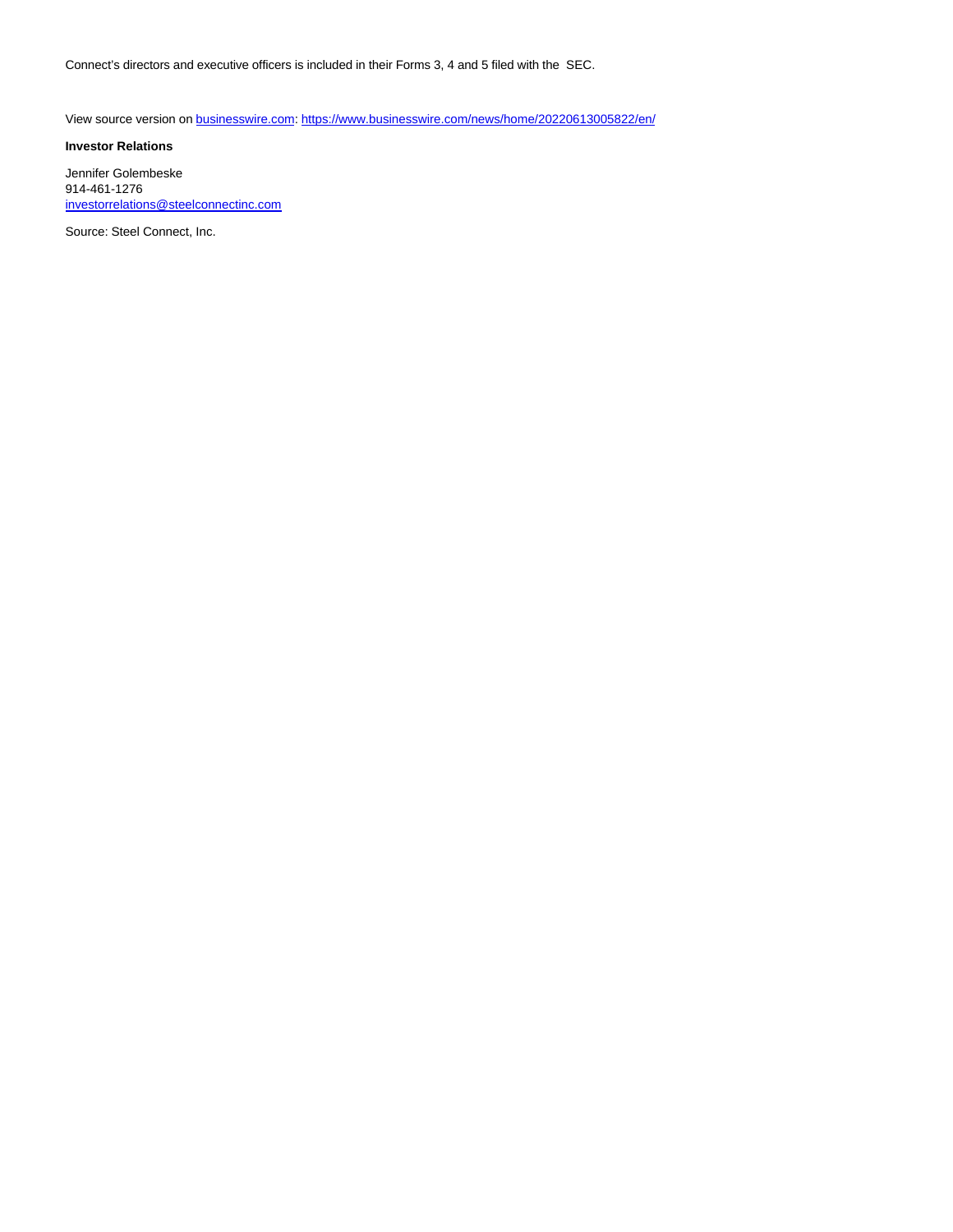Connect's directors and executive officers is included in their Forms 3, 4 and 5 filed with the SEC.

View source version on businesswire.com: https://www.businesswire.com/news/home/20220613005822/en/

**Investor Relations**

Jennifer Golembeske
914-461-1276
investorrelations@steelconnectinc.com

Source: Steel Connect, Inc.